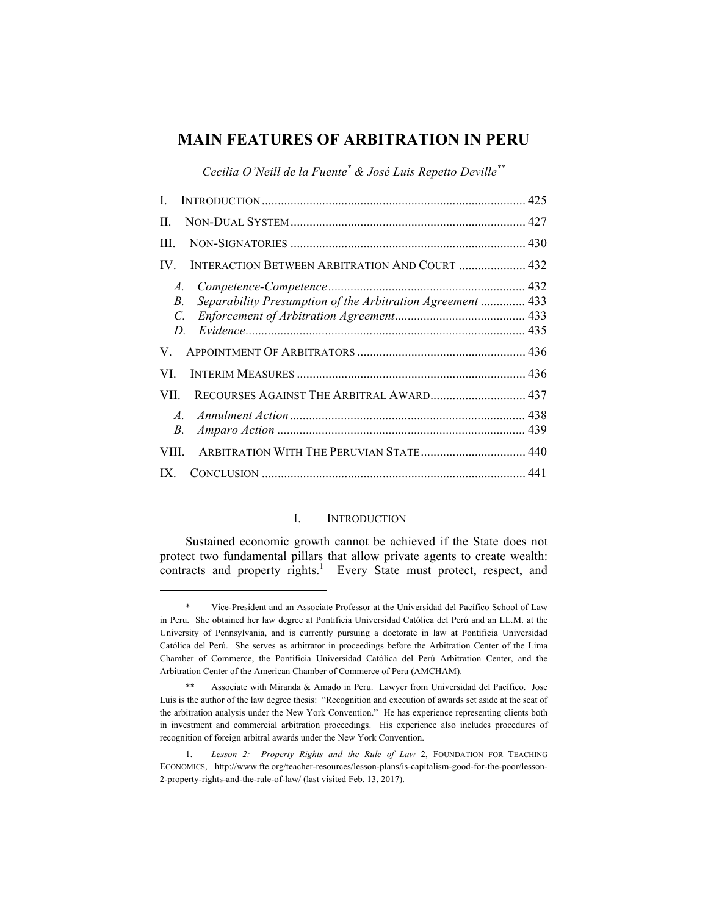# MAIN FEATURES OF ARBITRATION IN PERU

*Cecilia O'Neill de la Fuente*[*] *& José Luis Repetto Deville*[**]

I. INTRODUCTION .................................................................................. 425

II. NON-DUAL SYSTEM .......................................................................... 427

III. NON-SIGNATORIES .......................................................................... 430

IV. INTERACTION BETWEEN ARBITRATION AND COURT ..................... 432

- *A. Competence-Competence* ............................................................ 432
- *B. Separability Presumption of the Arbitration Agreement* .............. 433
- *C. Enforcement of Arbitration Agreement*......................................... 433
- *D. Evidence*....................................................................................... 435

V. APPOINTMENT OF ARBITRATORS .................................................... 436

VI. INTERIM MEASURES ....................................................................... 436

VII. RECOURSES AGAINST THE ARBITRAL AWARD.............................. 437

- *A. Annulment Action* ......................................................................... 438
- *B. Amparo Action* ............................................................................. 439

VIII. ARBITRATION WITH THE PERUVIAN STATE ................................. 440

IX. CONCLUSION .................................................................................. 441

## I. INTRODUCTION

Sustained economic growth cannot be achieved if the State does not protect two fundamental pillars that allow private agents to create wealth: contracts and property rights.[1] Every State must protect, respect, and

---

\* Vice-President and an Associate Professor at the Universidad del Pacífico School of Law in Peru. She obtained her law degree at Pontificia Universidad Católica del Perú and an LL.M. at the University of Pennsylvania, and is currently pursuing a doctorate in law at Pontificia Universidad Católica del Perú. She serves as arbitrator in proceedings before the Arbitration Center of the Lima Chamber of Commerce, the Pontificia Universidad Católica del Perú Arbitration Center, and the Arbitration Center of the American Chamber of Commerce of Peru (AMCHAM).

\*\* Associate with Miranda & Amado in Peru. Lawyer from Universidad del Pacífico. Jose Luis is the author of the law degree thesis: "Recognition and execution of awards set aside at the seat of the arbitration analysis under the New York Convention." He has experience representing clients both in investment and commercial arbitration proceedings. His experience also includes procedures of recognition of foreign arbitral awards under the New York Convention.

1. *Lesson 2: Property Rights and the Rule of Law* 2, FOUNDATION FOR TEACHING ECONOMICS, http://www.fte.org/teacher-resources/lesson-plans/is-capitalism-good-for-the-poor/lesson-2-property-rights-and-the-rule-of-law/ (last visited Feb. 13, 2017).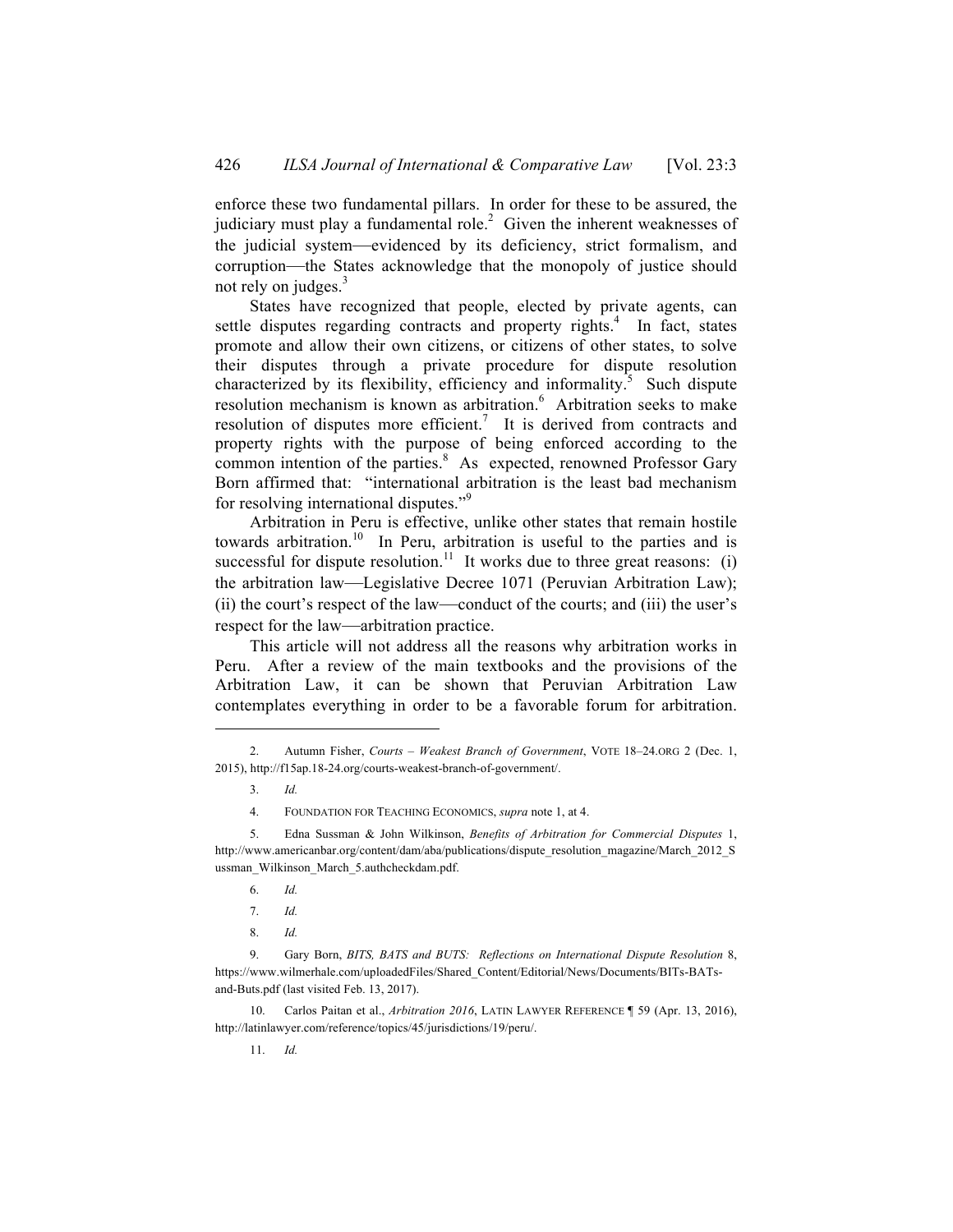enforce these two fundamental pillars. In order for these to be assured, the judiciary must play a fundamental role.[2] Given the inherent weaknesses of the judicial system—evidenced by its deficiency, strict formalism, and corruption—the States acknowledge that the monopoly of justice should not rely on judges.[3]

States have recognized that people, elected by private agents, can settle disputes regarding contracts and property rights.[4] In fact, states promote and allow their own citizens, or citizens of other states, to solve their disputes through a private procedure for dispute resolution characterized by its flexibility, efficiency and informality.[5] Such dispute resolution mechanism is known as arbitration.[6] Arbitration seeks to make resolution of disputes more efficient.[7] It is derived from contracts and property rights with the purpose of being enforced according to the common intention of the parties.[8] As expected, renowned Professor Gary Born affirmed that: "international arbitration is the least bad mechanism for resolving international disputes."[9]

Arbitration in Peru is effective, unlike other states that remain hostile towards arbitration.[10] In Peru, arbitration is useful to the parties and is successful for dispute resolution.[11] It works due to three great reasons: (i) the arbitration law—Legislative Decree 1071 (Peruvian Arbitration Law); (ii) the court's respect of the law—conduct of the courts; and (iii) the user's respect for the law—arbitration practice.

This article will not address all the reasons why arbitration works in Peru. After a review of the main textbooks and the provisions of the Arbitration Law, it can be shown that Peruvian Arbitration Law contemplates everything in order to be a favorable forum for arbitration.

---

2. Autumn Fisher, *Courts – Weakest Branch of Government*, VOTE 18–24.ORG 2 (Dec. 1, 2015), http://f15ap.18-24.org/courts-weakest-branch-of-government/.

3. *Id.*

4. FOUNDATION FOR TEACHING ECONOMICS, *supra* note 1, at 4.

5. Edna Sussman & John Wilkinson, *Benefits of Arbitration for Commercial Disputes* 1, http://www.americanbar.org/content/dam/aba/publications/dispute_resolution_magazine/March_2012_Sussman_Wilkinson_March_5.authcheckdam.pdf.

6. *Id.*

7. *Id.*

8. *Id.*

9. Gary Born, *BITS, BATS and BUTS: Reflections on International Dispute Resolution* 8, https://www.wilmerhale.com/uploadedFiles/Shared_Content/Editorial/News/Documents/BITs-BATs-and-Buts.pdf (last visited Feb. 13, 2017).

10. Carlos Paitan et al., *Arbitration 2016*, LATIN LAWYER REFERENCE ¶ 59 (Apr. 13, 2016), http://latinlawyer.com/reference/topics/45/jurisdictions/19/peru/.

11. *Id.*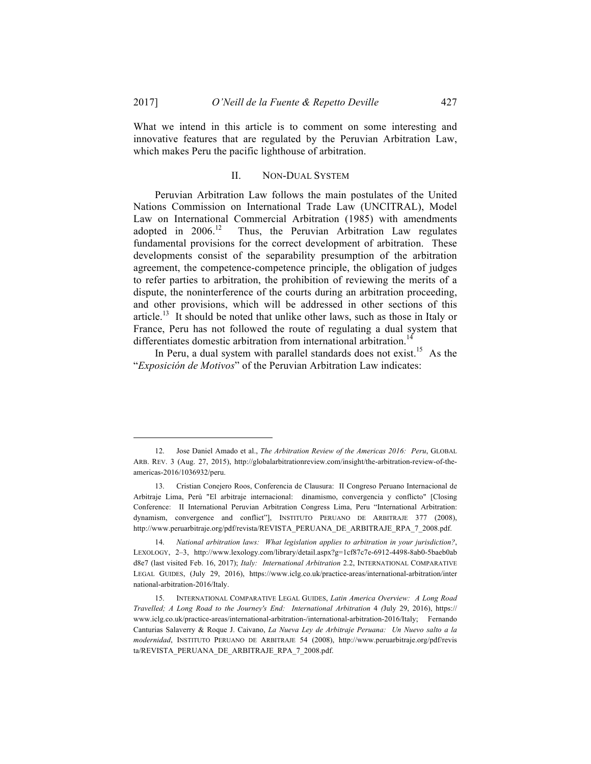What we intend in this article is to comment on some interesting and innovative features that are regulated by the Peruvian Arbitration Law, which makes Peru the pacific lighthouse of arbitration.

## II. NON-DUAL SYSTEM

Peruvian Arbitration Law follows the main postulates of the United Nations Commission on International Trade Law (UNCITRAL), Model Law on International Commercial Arbitration (1985) with amendments adopted in 2006.[12] Thus, the Peruvian Arbitration Law regulates fundamental provisions for the correct development of arbitration. These developments consist of the separability presumption of the arbitration agreement, the competence-competence principle, the obligation of judges to refer parties to arbitration, the prohibition of reviewing the merits of a dispute, the noninterference of the courts during an arbitration proceeding, and other provisions, which will be addressed in other sections of this article.[13] It should be noted that unlike other laws, such as those in Italy or France, Peru has not followed the route of regulating a dual system that differentiates domestic arbitration from international arbitration.[14]

In Peru, a dual system with parallel standards does not exist.[15] As the "*Exposición de Motivos*" of the Peruvian Arbitration Law indicates:

---

12. Jose Daniel Amado et al., *The Arbitration Review of the Americas 2016: Peru*, GLOBAL ARB. REV. 3 (Aug. 27, 2015), http://globalarbitrationreview.com/insight/the-arbitration-review-of-the-americas-2016/1036932/peru.

13. Cristian Conejero Roos, Conferencia de Clausura: II Congreso Peruano Internacional de Arbitraje Lima, Perú "El arbitraje internacional: dinamismo, convergencia y conflicto" [Closing Conference: II International Peruvian Arbitration Congress Lima, Peru "International Arbitration: dynamism, convergence and conflict"], INSTITUTO PERUANO DE ARBITRAJE 377 (2008), http://www.peruarbitraje.org/pdf/revista/REVISTA_PERUANA_DE_ARBITRAJE_RPA_7_2008.pdf.

14. *National arbitration laws: What legislation applies to arbitration in your jurisdiction?*, LEXOLOGY, 2–3, http://www.lexology.com/library/detail.aspx?g=1cf87c7e-6912-4498-8ab0-5baeb0abd8e7 (last visited Feb. 16, 2017); *Italy: International Arbitration* 2.2, INTERNATIONAL COMPARATIVE LEGAL GUIDES, (July 29, 2016), https://www.iclg.co.uk/practice-areas/international-arbitration/international-arbitration-2016/Italy.

15. INTERNATIONAL COMPARATIVE LEGAL GUIDES, *Latin America Overview: A Long Road Travelled; A Long Road to the Journey's End: International Arbitration* 4 (July 29, 2016), https://www.iclg.co.uk/practice-areas/international-arbitration-/international-arbitration-2016/Italy; Fernando Canturias Salaverry & Roque J. Caivano, *La Nueva Ley de Arbitraje Peruana: Un Nuevo salto a la modernidad*, INSTITUTO PERUANO DE ARBITRAJE 54 (2008), http://www.peruarbitraje.org/pdf/revista/REVISTA_PERUANA_DE_ARBITRAJE_RPA_7_2008.pdf.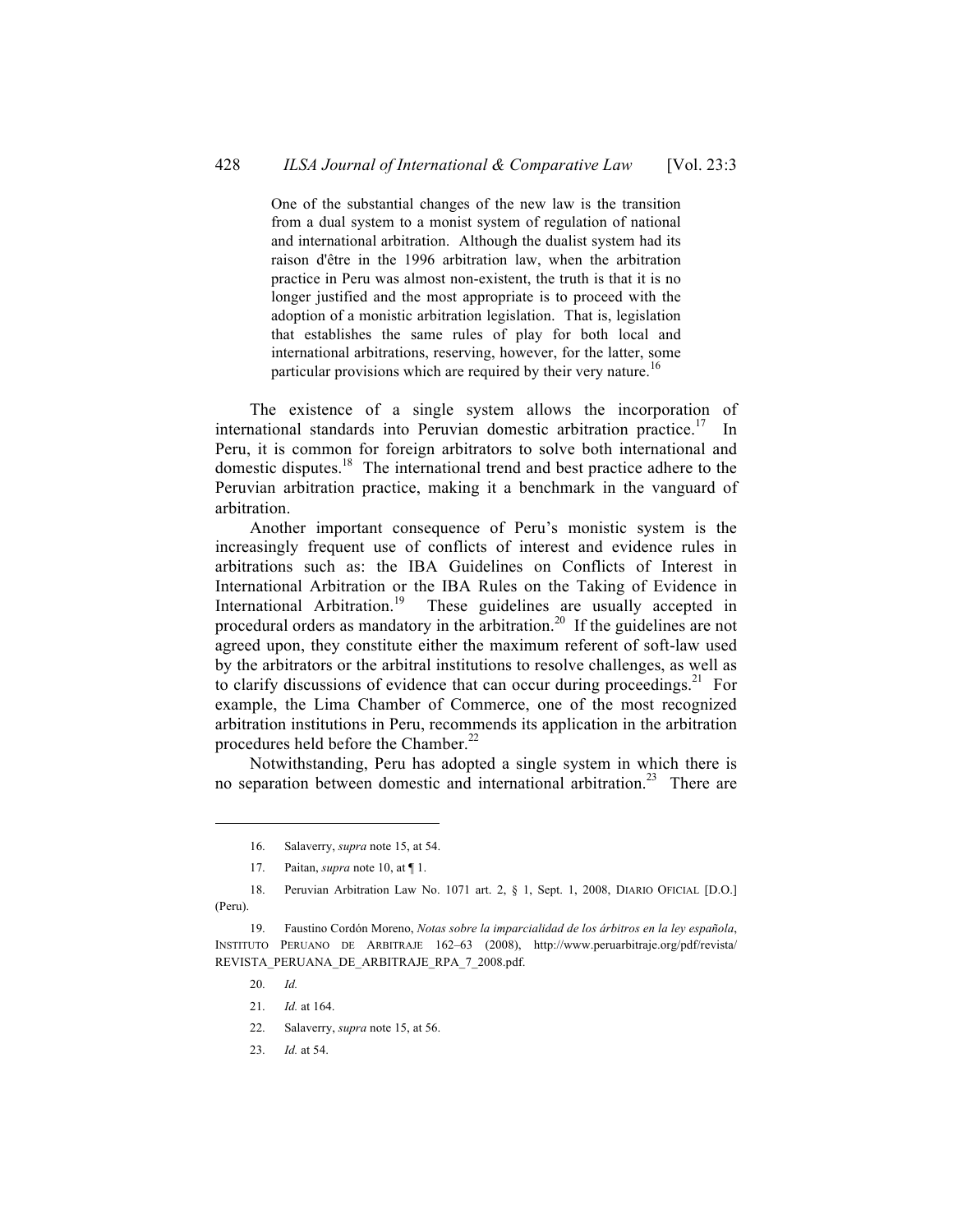> One of the substantial changes of the new law is the transition from a dual system to a monist system of regulation of national and international arbitration. Although the dualist system had its raison d'être in the 1996 arbitration law, when the arbitration practice in Peru was almost non-existent, the truth is that it is no longer justified and the most appropriate is to proceed with the adoption of a monistic arbitration legislation. That is, legislation that establishes the same rules of play for both local and international arbitrations, reserving, however, for the latter, some particular provisions which are required by their very nature.[16]

The existence of a single system allows the incorporation of international standards into Peruvian domestic arbitration practice.[17] In Peru, it is common for foreign arbitrators to solve both international and domestic disputes.[18] The international trend and best practice adhere to the Peruvian arbitration practice, making it a benchmark in the vanguard of arbitration.

Another important consequence of Peru's monistic system is the increasingly frequent use of conflicts of interest and evidence rules in arbitrations such as: the IBA Guidelines on Conflicts of Interest in International Arbitration or the IBA Rules on the Taking of Evidence in International Arbitration.[19] These guidelines are usually accepted in procedural orders as mandatory in the arbitration.[20] If the guidelines are not agreed upon, they constitute either the maximum referent of soft-law used by the arbitrators or the arbitral institutions to resolve challenges, as well as to clarify discussions of evidence that can occur during proceedings.[21] For example, the Lima Chamber of Commerce, one of the most recognized arbitration institutions in Peru, recommends its application in the arbitration procedures held before the Chamber.[22]

Notwithstanding, Peru has adopted a single system in which there is no separation between domestic and international arbitration.[23] There are

---

16. Salaverry, *supra* note 15, at 54.

17. Paitan, *supra* note 10, at ¶ 1.

18. Peruvian Arbitration Law No. 1071 art. 2, § 1, Sept. 1, 2008, DIARIO OFICIAL [D.O.] (Peru).

19. Faustino Cordón Moreno, *Notas sobre la imparcialidad de los árbitros en la ley española*, INSTITUTO PERUANO DE ARBITRAJE 162–63 (2008), http://www.peruarbitraje.org/pdf/revista/REVISTA_PERUANA_DE_ARBITRAJE_RPA_7_2008.pdf.

20. *Id.*

21. *Id.* at 164.

22. Salaverry, *supra* note 15, at 56.

23. *Id.* at 54.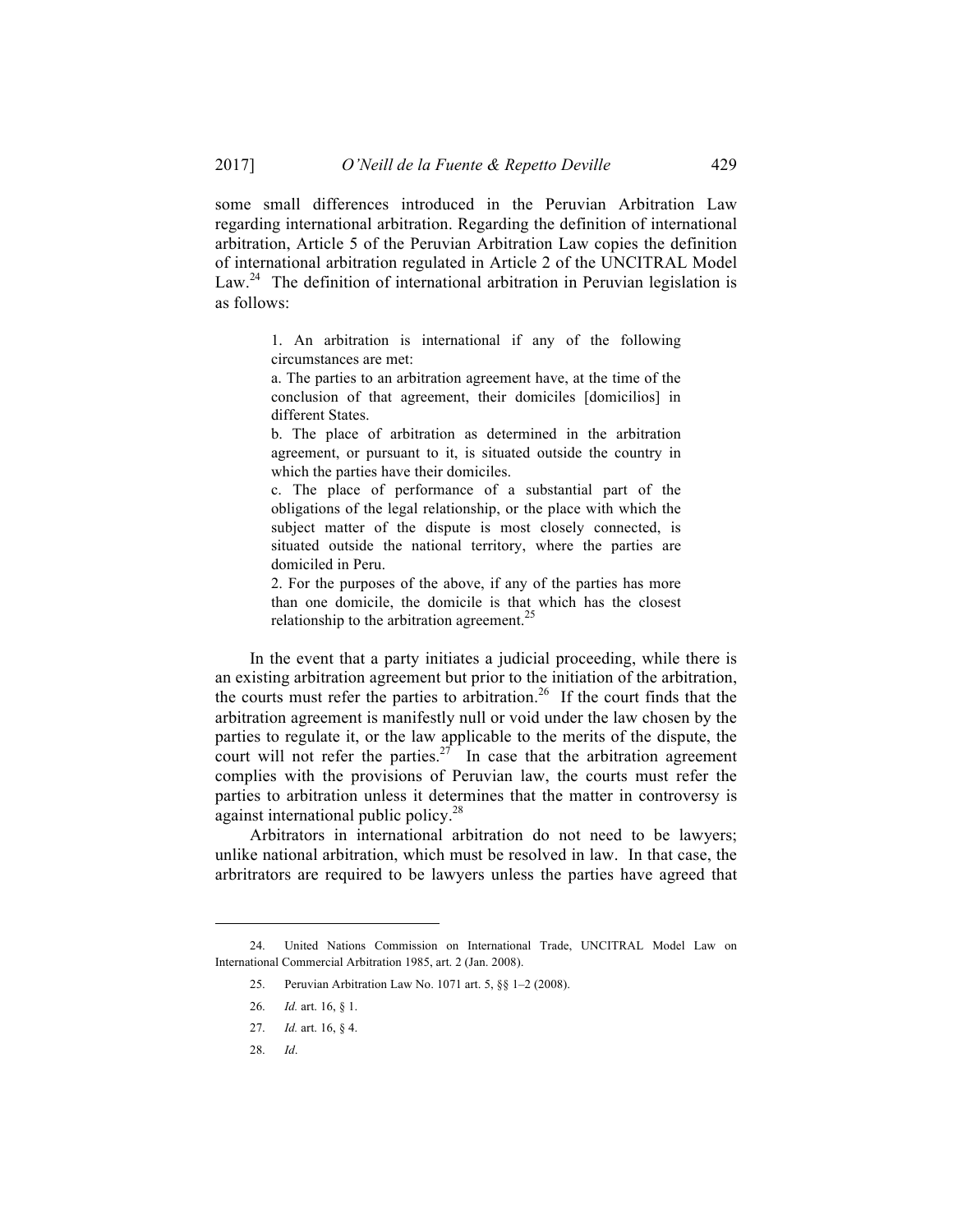some small differences introduced in the Peruvian Arbitration Law regarding international arbitration. Regarding the definition of international arbitration, Article 5 of the Peruvian Arbitration Law copies the definition of international arbitration regulated in Article 2 of the UNCITRAL Model Law.[24] The definition of international arbitration in Peruvian legislation is as follows:

> 1. An arbitration is international if any of the following circumstances are met:
>
> a. The parties to an arbitration agreement have, at the time of the conclusion of that agreement, their domiciles [domicilios] in different States.
>
> b. The place of arbitration as determined in the arbitration agreement, or pursuant to it, is situated outside the country in which the parties have their domiciles.
>
> c. The place of performance of a substantial part of the obligations of the legal relationship, or the place with which the subject matter of the dispute is most closely connected, is situated outside the national territory, where the parties are domiciled in Peru.
>
> 2. For the purposes of the above, if any of the parties has more than one domicile, the domicile is that which has the closest relationship to the arbitration agreement.[25]

In the event that a party initiates a judicial proceeding, while there is an existing arbitration agreement but prior to the initiation of the arbitration, the courts must refer the parties to arbitration.[26] If the court finds that the arbitration agreement is manifestly null or void under the law chosen by the parties to regulate it, or the law applicable to the merits of the dispute, the court will not refer the parties.[27] In case that the arbitration agreement complies with the provisions of Peruvian law, the courts must refer the parties to arbitration unless it determines that the matter in controversy is against international public policy.[28]

Arbitrators in international arbitration do not need to be lawyers; unlike national arbitration, which must be resolved in law. In that case, the arbitrators are required to be lawyers unless the parties have agreed that

---

24. United Nations Commission on International Trade, UNCITRAL Model Law on International Commercial Arbitration 1985, art. 2 (Jan. 2008).

25. Peruvian Arbitration Law No. 1071 art. 5, §§ 1–2 (2008).

26. *Id.* art. 16, § 1.

27. *Id.* art. 16, § 4.

28. *Id*.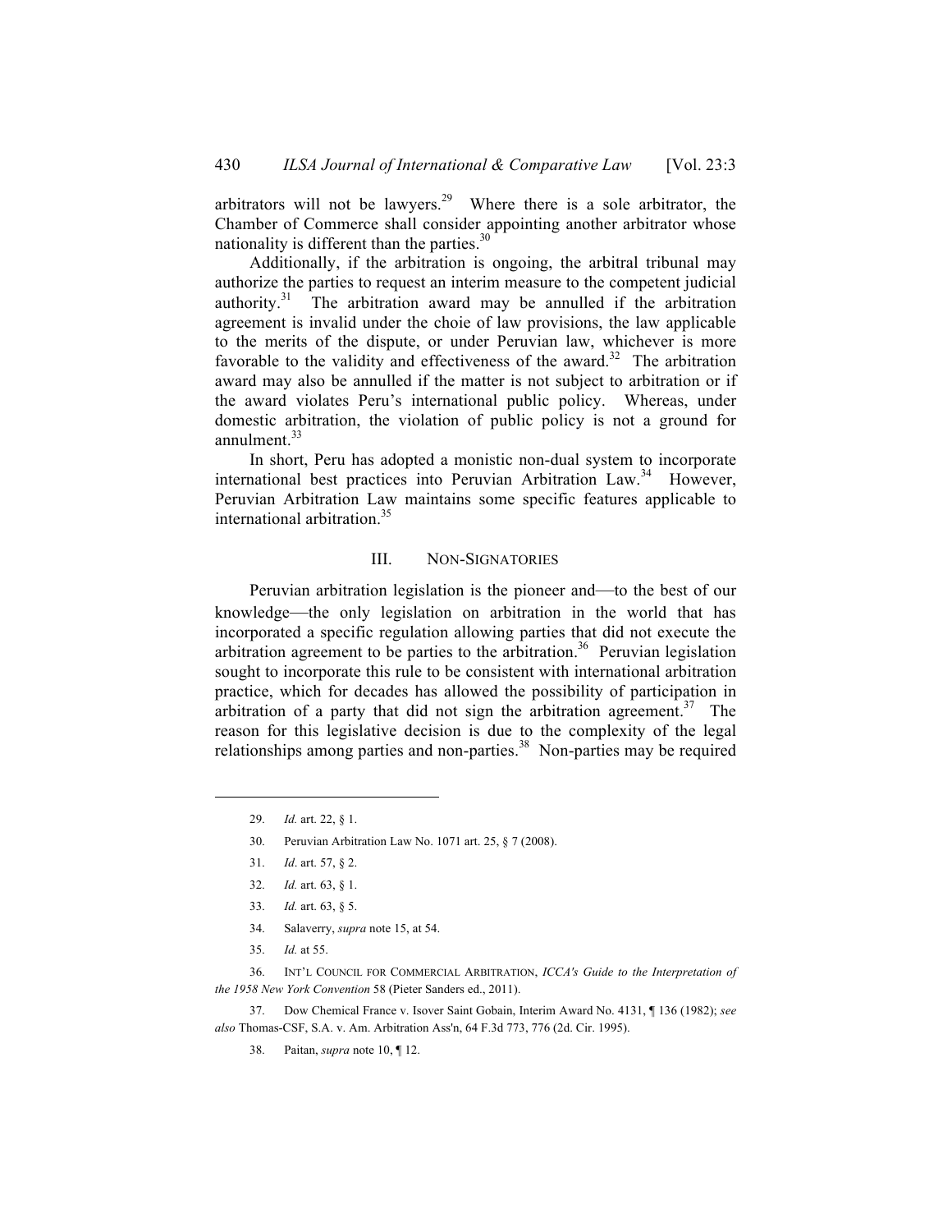arbitrators will not be lawyers.[29] Where there is a sole arbitrator, the Chamber of Commerce shall consider appointing another arbitrator whose nationality is different than the parties.[30]

Additionally, if the arbitration is ongoing, the arbitral tribunal may authorize the parties to request an interim measure to the competent judicial authority.[31] The arbitration award may be annulled if the arbitration agreement is invalid under the choie of law provisions, the law applicable to the merits of the dispute, or under Peruvian law, whichever is more favorable to the validity and effectiveness of the award.[32] The arbitration award may also be annulled if the matter is not subject to arbitration or if the award violates Peru's international public policy. Whereas, under domestic arbitration, the violation of public policy is not a ground for annulment.[33]

In short, Peru has adopted a monistic non-dual system to incorporate international best practices into Peruvian Arbitration Law.[34] However, Peruvian Arbitration Law maintains some specific features applicable to international arbitration.[35]

## III. NON-SIGNATORIES

Peruvian arbitration legislation is the pioneer and—to the best of our knowledge—the only legislation on arbitration in the world that has incorporated a specific regulation allowing parties that did not execute the arbitration agreement to be parties to the arbitration.[36] Peruvian legislation sought to incorporate this rule to be consistent with international arbitration practice, which for decades has allowed the possibility of participation in arbitration of a party that did not sign the arbitration agreement.[37] The reason for this legislative decision is due to the complexity of the legal relationships among parties and non-parties.[38] Non-parties may be required

---

29. *Id.* art. 22, § 1.

30. Peruvian Arbitration Law No. 1071 art. 25, § 7 (2008).

31. *Id*. art. 57, § 2.

32. *Id.* art. 63, § 1.

33. *Id.* art. 63, § 5.

34. Salaverry, *supra* note 15, at 54.

35. *Id.* at 55.

36. INT'L COUNCIL FOR COMMERCIAL ARBITRATION, *ICCA's Guide to the Interpretation of the 1958 New York Convention* 58 (Pieter Sanders ed., 2011).

37. Dow Chemical France v. Isover Saint Gobain, Interim Award No. 4131, ¶ 136 (1982); *see also* Thomas-CSF, S.A. v. Am. Arbitration Ass'n, 64 F.3d 773, 776 (2d. Cir. 1995).

38. Paitan, *supra* note 10, ¶ 12.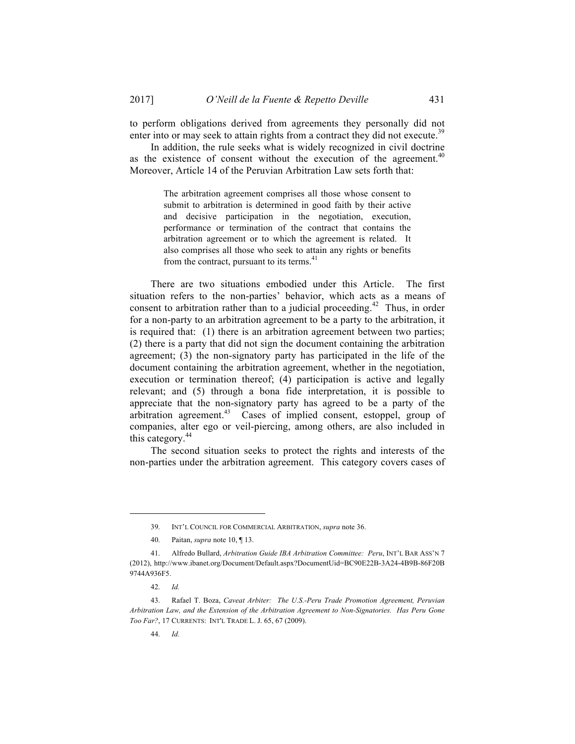to perform obligations derived from agreements they personally did not enter into or may seek to attain rights from a contract they did not execute.[39]

In addition, the rule seeks what is widely recognized in civil doctrine as the existence of consent without the execution of the agreement.[40] Moreover, Article 14 of the Peruvian Arbitration Law sets forth that:

> The arbitration agreement comprises all those whose consent to submit to arbitration is determined in good faith by their active and decisive participation in the negotiation, execution, performance or termination of the contract that contains the arbitration agreement or to which the agreement is related. It also comprises all those who seek to attain any rights or benefits from the contract, pursuant to its terms.[41]

There are two situations embodied under this Article. The first situation refers to the non-parties' behavior, which acts as a means of consent to arbitration rather than to a judicial proceeding.[42] Thus, in order for a non-party to an arbitration agreement to be a party to the arbitration, it is required that: (1) there is an arbitration agreement between two parties; (2) there is a party that did not sign the document containing the arbitration agreement; (3) the non-signatory party has participated in the life of the document containing the arbitration agreement, whether in the negotiation, execution or termination thereof; (4) participation is active and legally relevant; and (5) through a bona fide interpretation, it is possible to appreciate that the non-signatory party has agreed to be a party of the arbitration agreement.[43] Cases of implied consent, estoppel, group of companies, alter ego or veil-piercing, among others, are also included in this category.[44]

The second situation seeks to protect the rights and interests of the non-parties under the arbitration agreement. This category covers cases of

---

39. INT'L COUNCIL FOR COMMERCIAL ARBITRATION, *supra* note 36.

40. Paitan, *supra* note 10, ¶ 13.

41. Alfredo Bullard, *Arbitration Guide IBA Arbitration Committee: Peru*, INT'L BAR ASS'N 7 (2012), http://www.ibanet.org/Document/Default.aspx?DocumentUid=BC90E22B-3A24-4B9B-86F20B9744A936F5.

42. *Id.*

43. Rafael T. Boza, *Caveat Arbiter: The U.S.-Peru Trade Promotion Agreement, Peruvian Arbitration Law, and the Extension of the Arbitration Agreement to Non-Signatories. Has Peru Gone Too Far?*, 17 CURRENTS: INT'L TRADE L. J. 65, 67 (2009).

44. *Id.*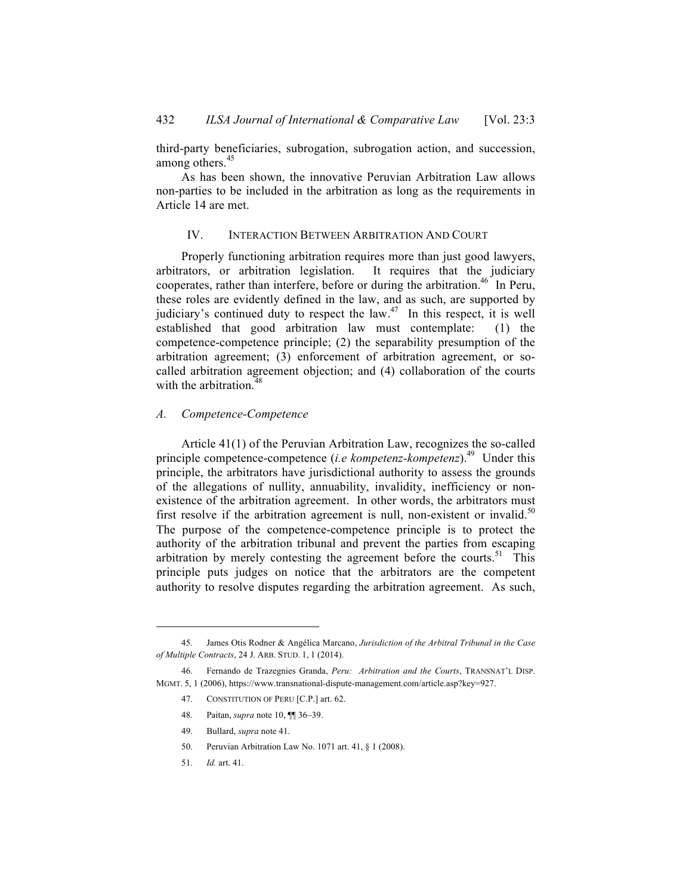third-party beneficiaries, subrogation, subrogation action, and succession, among others.[45]

As has been shown, the innovative Peruvian Arbitration Law allows non-parties to be included in the arbitration as long as the requirements in Article 14 are met.

## IV. INTERACTION BETWEEN ARBITRATION AND COURT

Properly functioning arbitration requires more than just good lawyers, arbitrators, or arbitration legislation. It requires that the judiciary cooperates, rather than interfere, before or during the arbitration.[46] In Peru, these roles are evidently defined in the law, and as such, are supported by judiciary's continued duty to respect the law.[47] In this respect, it is well established that good arbitration law must contemplate: (1) the competence-competence principle; (2) the separability presumption of the arbitration agreement; (3) enforcement of arbitration agreement, or so-called arbitration agreement objection; and (4) collaboration of the courts with the arbitration.[48]

### A. Competence-Competence

Article 41(1) of the Peruvian Arbitration Law, recognizes the so-called principle competence-competence (*i.e kompetenz-kompetenz*).[49] Under this principle, the arbitrators have jurisdictional authority to assess the grounds of the allegations of nullity, annuability, invalidity, inefficiency or non-existence of the arbitration agreement. In other words, the arbitrators must first resolve if the arbitration agreement is null, non-existent or invalid.[50] The purpose of the competence-competence principle is to protect the authority of the arbitration tribunal and prevent the parties from escaping arbitration by merely contesting the agreement before the courts.[51] This principle puts judges on notice that the arbitrators are the competent authority to resolve disputes regarding the arbitration agreement. As such,

---

45. James Otis Rodner & Angélica Marcano, *Jurisdiction of the Arbitral Tribunal in the Case of Multiple Contracts*, 24 J. ARB. STUD. 1, 1 (2014).

46. Fernando de Trazegnies Granda, *Peru: Arbitration and the Courts*, TRANSNAT'L DISP. MGMT. 5, 1 (2006), https://www.transnational-dispute-management.com/article.asp?key=927.

47. CONSTITUTION OF PERU [C.P.] art. 62.

48. Paitan, *supra* note 10, ¶¶ 36–39.

49. Bullard, *supra* note 41.

50. Peruvian Arbitration Law No. 1071 art. 41, § 1 (2008).

51. *Id.* art. 41.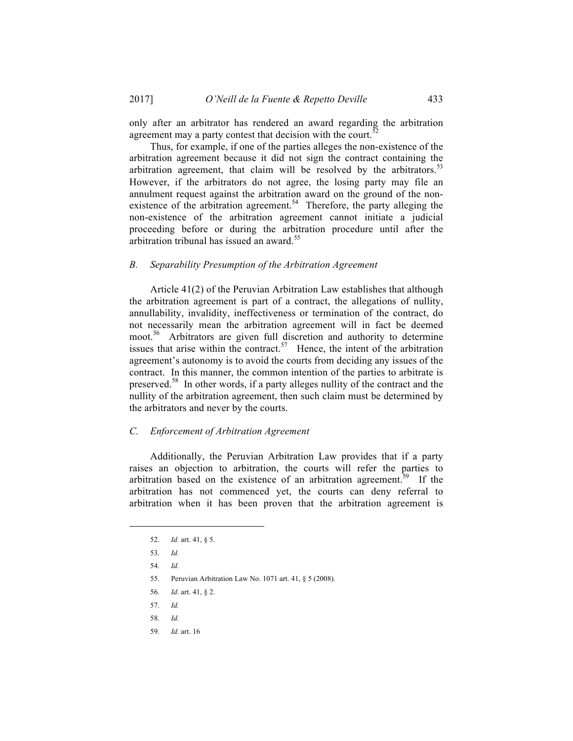only after an arbitrator has rendered an award regarding the arbitration agreement may a party contest that decision with the court.[52]

Thus, for example, if one of the parties alleges the non-existence of the arbitration agreement because it did not sign the contract containing the arbitration agreement, that claim will be resolved by the arbitrators.[53] However, if the arbitrators do not agree, the losing party may file an annulment request against the arbitration award on the ground of the non-existence of the arbitration agreement.[54] Therefore, the party alleging the non-existence of the arbitration agreement cannot initiate a judicial proceeding before or during the arbitration procedure until after the arbitration tribunal has issued an award.[55]

### *B. Separability Presumption of the Arbitration Agreement*

Article 41(2) of the Peruvian Arbitration Law establishes that although the arbitration agreement is part of a contract, the allegations of nullity, annullability, invalidity, ineffectiveness or termination of the contract, do not necessarily mean the arbitration agreement will in fact be deemed moot.[56] Arbitrators are given full discretion and authority to determine issues that arise within the contract.[57] Hence, the intent of the arbitration agreement's autonomy is to avoid the courts from deciding any issues of the contract. In this manner, the common intention of the parties to arbitrate is preserved.[58] In other words, if a party alleges nullity of the contract and the nullity of the arbitration agreement, then such claim must be determined by the arbitrators and never by the courts.

### *C. Enforcement of Arbitration Agreement*

Additionally, the Peruvian Arbitration Law provides that if a party raises an objection to arbitration, the courts will refer the parties to arbitration based on the existence of an arbitration agreement.[59] If the arbitration has not commenced yet, the courts can deny referral to arbitration when it has been proven that the arbitration agreement is

---

52. *Id.* art. 41, § 5.
53. *Id.*
54. *Id.*
55. Peruvian Arbitration Law No. 1071 art. 41, § 5 (2008).
56. *Id*. art. 41, § 2.
57. *Id.*
58. *Id.*
59. *Id.* art. 16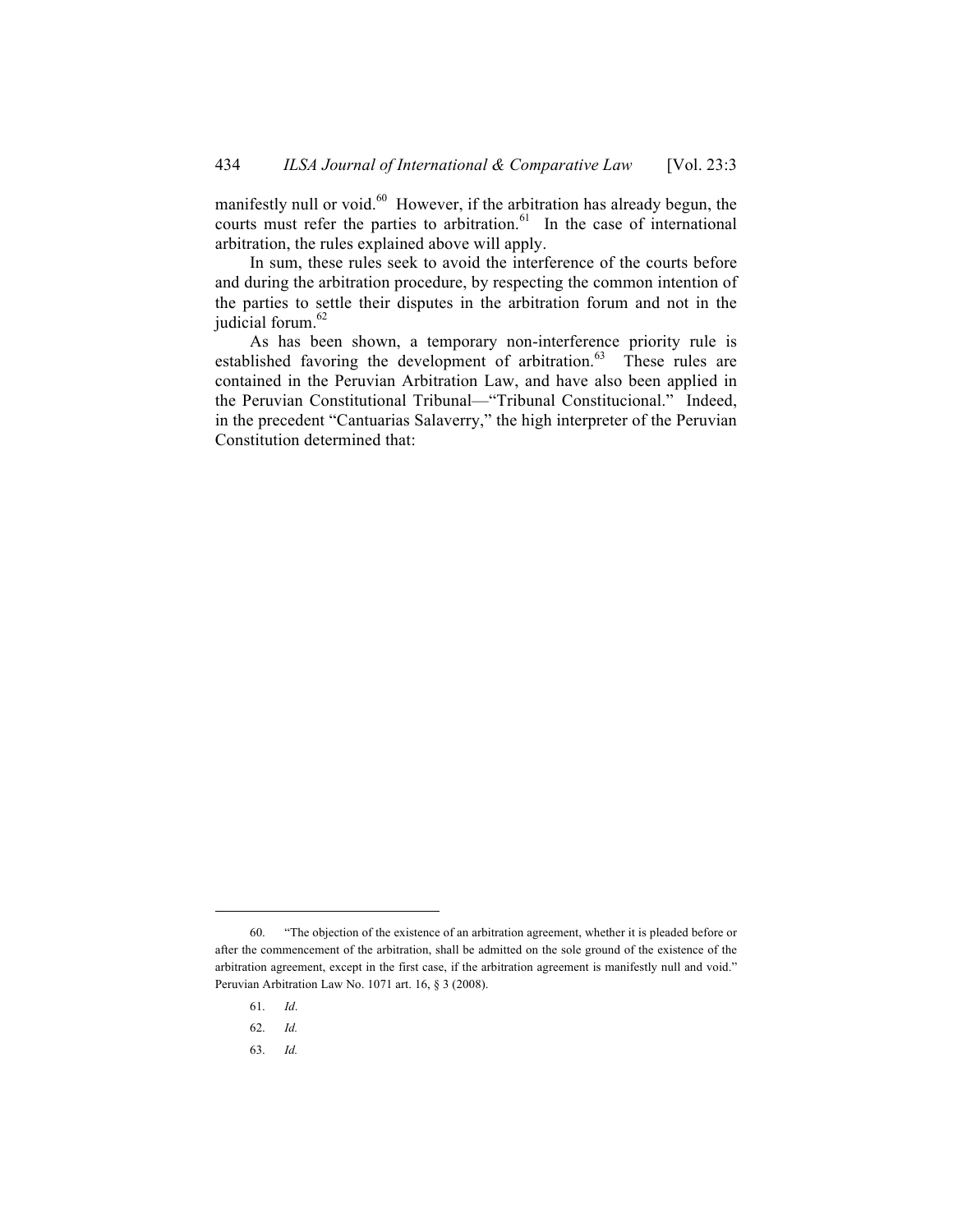manifestly null or void.[60] However, if the arbitration has already begun, the courts must refer the parties to arbitration.[61] In the case of international arbitration, the rules explained above will apply.

In sum, these rules seek to avoid the interference of the courts before and during the arbitration procedure, by respecting the common intention of the parties to settle their disputes in the arbitration forum and not in the judicial forum.[62]

As has been shown, a temporary non-interference priority rule is established favoring the development of arbitration.[63] These rules are contained in the Peruvian Arbitration Law, and have also been applied in the Peruvian Constitutional Tribunal—"Tribunal Constitucional." Indeed, in the precedent "Cantuarias Salaverry," the high interpreter of the Peruvian Constitution determined that:

---

60. "The objection of the existence of an arbitration agreement, whether it is pleaded before or after the commencement of the arbitration, shall be admitted on the sole ground of the existence of the arbitration agreement, except in the first case, if the arbitration agreement is manifestly null and void." Peruvian Arbitration Law No. 1071 art. 16, § 3 (2008).

61. *Id*.

62. *Id.*

63. *Id.*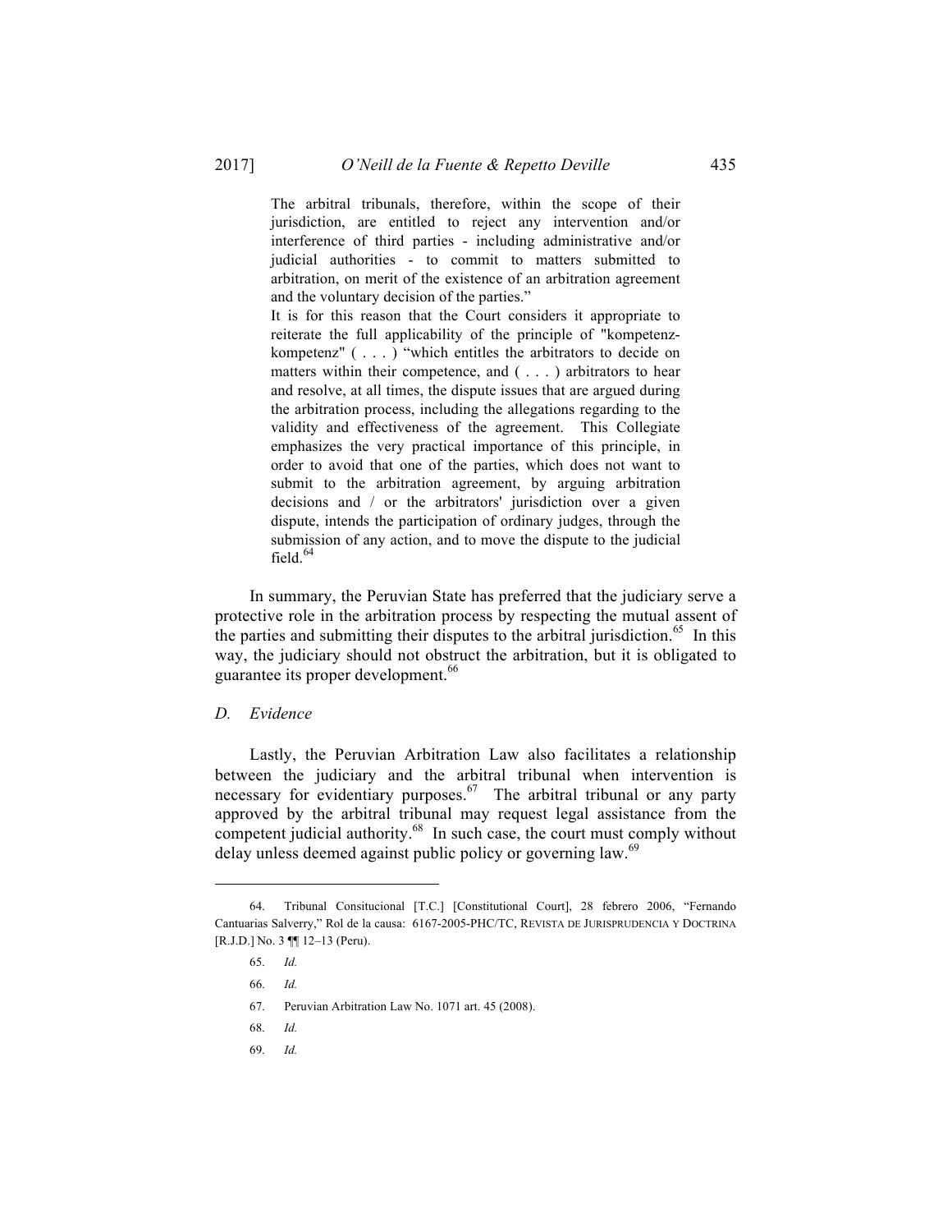> The arbitral tribunals, therefore, within the scope of their jurisdiction, are entitled to reject any intervention and/or interference of third parties - including administrative and/or judicial authorities - to commit to matters submitted to arbitration, on merit of the existence of an arbitration agreement and the voluntary decision of the parties."
>
> It is for this reason that the Court considers it appropriate to reiterate the full applicability of the principle of "kompetenz-kompetenz" ( . . . ) "which entitles the arbitrators to decide on matters within their competence, and ( . . . ) arbitrators to hear and resolve, at all times, the dispute issues that are argued during the arbitration process, including the allegations regarding to the validity and effectiveness of the agreement. This Collegiate emphasizes the very practical importance of this principle, in order to avoid that one of the parties, which does not want to submit to the arbitration agreement, by arguing arbitration decisions and / or the arbitrators' jurisdiction over a given dispute, intends the participation of ordinary judges, through the submission of any action, and to move the dispute to the judicial field.[64]

In summary, the Peruvian State has preferred that the judiciary serve a protective role in the arbitration process by respecting the mutual assent of the parties and submitting their disputes to the arbitral jurisdiction.[65] In this way, the judiciary should not obstruct the arbitration, but it is obligated to guarantee its proper development.[66]

### *D. Evidence*

Lastly, the Peruvian Arbitration Law also facilitates a relationship between the judiciary and the arbitral tribunal when intervention is necessary for evidentiary purposes.[67] The arbitral tribunal or any party approved by the arbitral tribunal may request legal assistance from the competent judicial authority.[68] In such case, the court must comply without delay unless deemed against public policy or governing law.[69]

---

64. Tribunal Consitucional [T.C.] [Constitutional Court], 28 febrero 2006, "Fernando Cantuarias Salverry," Rol de la causa: 6167-2005-PHC/TC, REVISTA DE JURISPRUDENCIA Y DOCTRINA [R.J.D.] No. 3 ¶¶ 12–13 (Peru).

65. *Id.*

66. *Id.*

67. Peruvian Arbitration Law No. 1071 art. 45 (2008).

68. *Id.*

69. *Id.*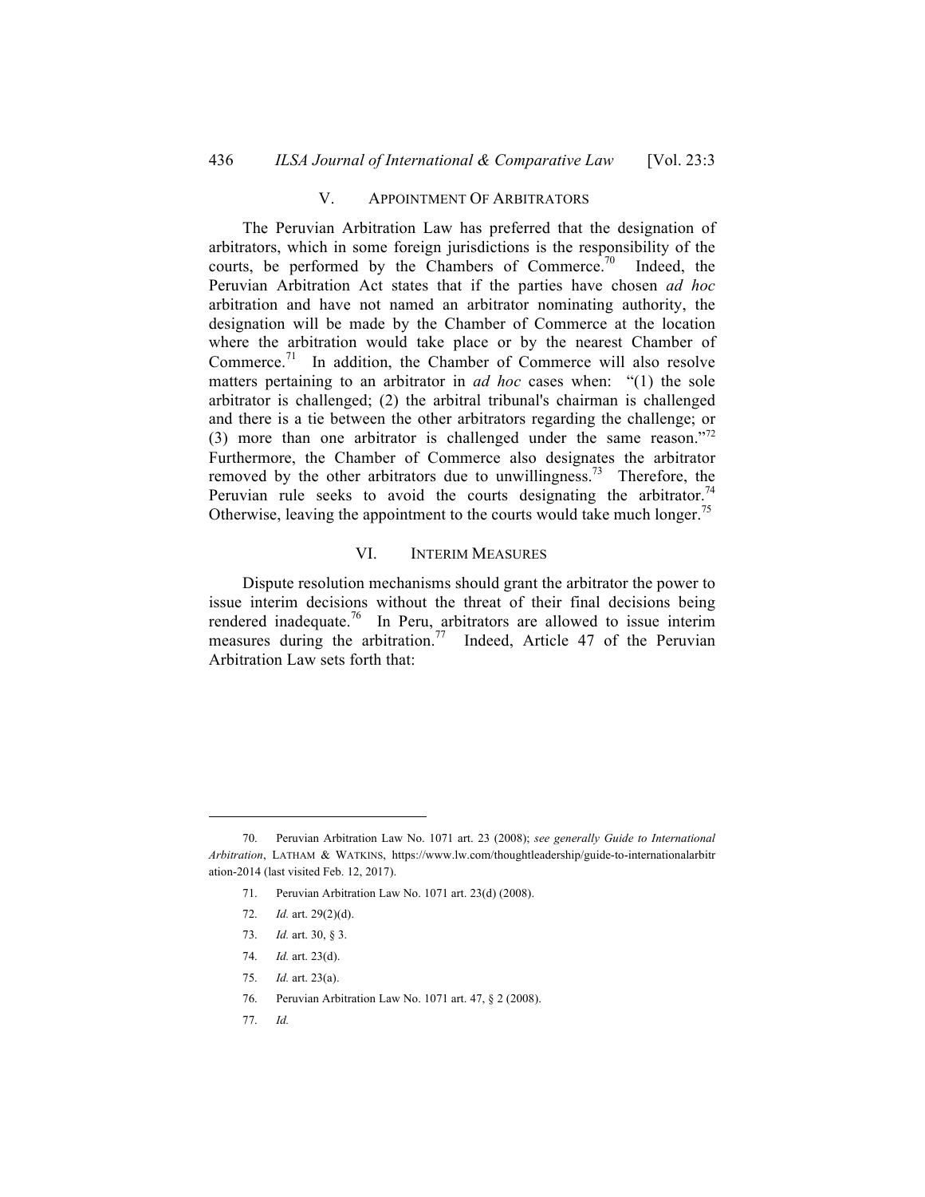## V. APPOINTMENT OF ARBITRATORS

The Peruvian Arbitration Law has preferred that the designation of arbitrators, which in some foreign jurisdictions is the responsibility of the courts, be performed by the Chambers of Commerce.[70] Indeed, the Peruvian Arbitration Act states that if the parties have chosen *ad hoc* arbitration and have not named an arbitrator nominating authority, the designation will be made by the Chamber of Commerce at the location where the arbitration would take place or by the nearest Chamber of Commerce.[71] In addition, the Chamber of Commerce will also resolve matters pertaining to an arbitrator in *ad hoc* cases when: "(1) the sole arbitrator is challenged; (2) the arbitral tribunal's chairman is challenged and there is a tie between the other arbitrators regarding the challenge; or (3) more than one arbitrator is challenged under the same reason."[72] Furthermore, the Chamber of Commerce also designates the arbitrator removed by the other arbitrators due to unwillingness.[73] Therefore, the Peruvian rule seeks to avoid the courts designating the arbitrator.[74] Otherwise, leaving the appointment to the courts would take much longer.[75]

## VI. INTERIM MEASURES

Dispute resolution mechanisms should grant the arbitrator the power to issue interim decisions without the threat of their final decisions being rendered inadequate.[76] In Peru, arbitrators are allowed to issue interim measures during the arbitration.[77] Indeed, Article 47 of the Peruvian Arbitration Law sets forth that:

---

70. Peruvian Arbitration Law No. 1071 art. 23 (2008); *see generally Guide to International Arbitration*, LATHAM & WATKINS, https://www.lw.com/thoughtleadership/guide-to-internationalarbitration-2014 (last visited Feb. 12, 2017).

71. Peruvian Arbitration Law No. 1071 art. 23(d) (2008).

72. *Id.* art. 29(2)(d).

73. *Id.* art. 30, § 3.

74. *Id.* art. 23(d).

75. *Id.* art. 23(a).

76. Peruvian Arbitration Law No. 1071 art. 47, § 2 (2008).

77. *Id.*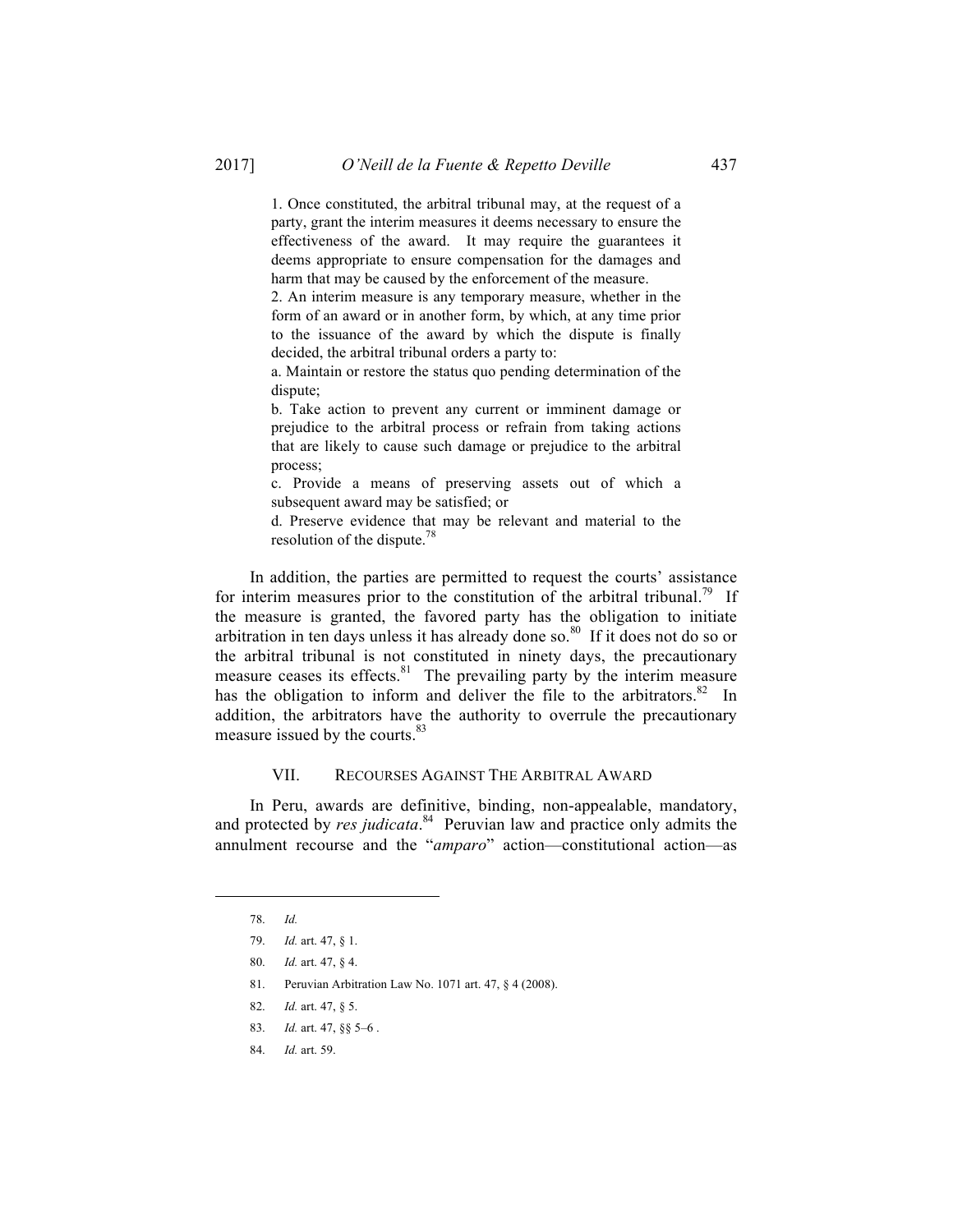> 1. Once constituted, the arbitral tribunal may, at the request of a party, grant the interim measures it deems necessary to ensure the effectiveness of the award. It may require the guarantees it deems appropriate to ensure compensation for the damages and harm that may be caused by the enforcement of the measure.
>
> 2. An interim measure is any temporary measure, whether in the form of an award or in another form, by which, at any time prior to the issuance of the award by which the dispute is finally decided, the arbitral tribunal orders a party to:
>
> a. Maintain or restore the status quo pending determination of the dispute;
>
> b. Take action to prevent any current or imminent damage or prejudice to the arbitral process or refrain from taking actions that are likely to cause such damage or prejudice to the arbitral process;
>
> c. Provide a means of preserving assets out of which a subsequent award may be satisfied; or
>
> d. Preserve evidence that may be relevant and material to the resolution of the dispute.[78]

In addition, the parties are permitted to request the courts' assistance for interim measures prior to the constitution of the arbitral tribunal.[79] If the measure is granted, the favored party has the obligation to initiate arbitration in ten days unless it has already done so.[80] If it does not do so or the arbitral tribunal is not constituted in ninety days, the precautionary measure ceases its effects.[81] The prevailing party by the interim measure has the obligation to inform and deliver the file to the arbitrators.[82] In addition, the arbitrators have the authority to overrule the precautionary measure issued by the courts.[83]

## VII. RECOURSES AGAINST THE ARBITRAL AWARD

In Peru, awards are definitive, binding, non-appealable, mandatory, and protected by *res judicata*.[84] Peruvian law and practice only admits the annulment recourse and the "*amparo*" action—constitutional action—as

---

78. *Id.*

79. *Id.* art. 47, § 1.

80. *Id.* art. 47, § 4.

81. Peruvian Arbitration Law No. 1071 art. 47, § 4 (2008).

82. *Id.* art. 47, § 5.

83. *Id.* art. 47, §§ 5–6 .

84. *Id.* art. 59.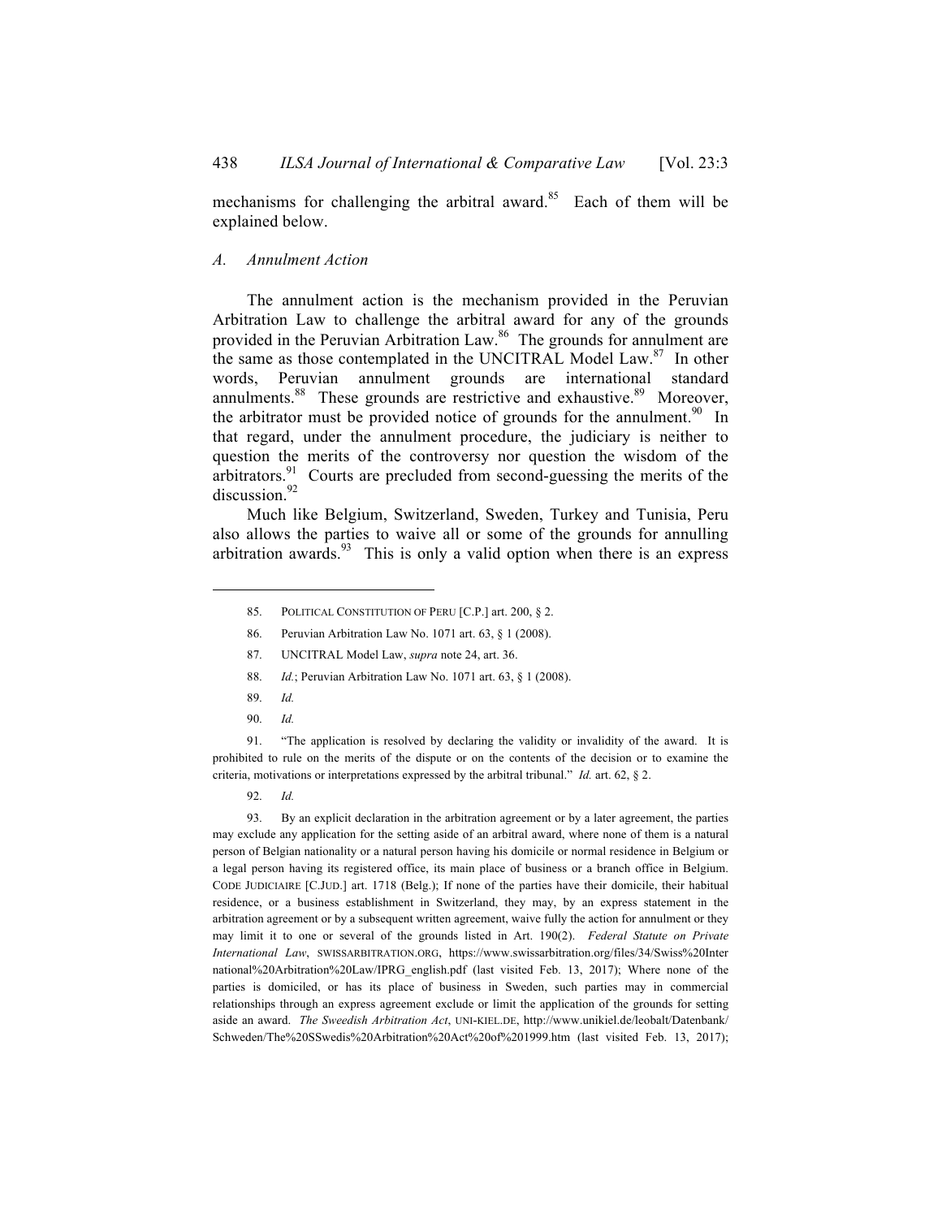mechanisms for challenging the arbitral award.[85] Each of them will be explained below.

### *A. Annulment Action*

The annulment action is the mechanism provided in the Peruvian Arbitration Law to challenge the arbitral award for any of the grounds provided in the Peruvian Arbitration Law.[86] The grounds for annulment are the same as those contemplated in the UNCITRAL Model Law.[87] In other words, Peruvian annulment grounds are international standard annulments.[88] These grounds are restrictive and exhaustive.[89] Moreover, the arbitrator must be provided notice of grounds for the annulment.[90] In that regard, under the annulment procedure, the judiciary is neither to question the merits of the controversy nor question the wisdom of the arbitrators.[91] Courts are precluded from second-guessing the merits of the discussion.[92]

Much like Belgium, Switzerland, Sweden, Turkey and Tunisia, Peru also allows the parties to waive all or some of the grounds for annulling arbitration awards.[93] This is only a valid option when there is an express

---

85. POLITICAL CONSTITUTION OF PERU [C.P.] art. 200, § 2.

86. Peruvian Arbitration Law No. 1071 art. 63, § 1 (2008).

87. UNCITRAL Model Law, *supra* note 24, art. 36.

88. *Id.*; Peruvian Arbitration Law No. 1071 art. 63, § 1 (2008).

89. *Id.*

90. *Id.*

91. "The application is resolved by declaring the validity or invalidity of the award. It is prohibited to rule on the merits of the dispute or on the contents of the decision or to examine the criteria, motivations or interpretations expressed by the arbitral tribunal." *Id.* art. 62, § 2.

92. *Id.*

93. By an explicit declaration in the arbitration agreement or by a later agreement, the parties may exclude any application for the setting aside of an arbitral award, where none of them is a natural person of Belgian nationality or a natural person having his domicile or normal residence in Belgium or a legal person having its registered office, its main place of business or a branch office in Belgium. CODE JUDICIAIRE [C.JUD.] art. 1718 (Belg.); If none of the parties have their domicile, their habitual residence, or a business establishment in Switzerland, they may, by an express statement in the arbitration agreement or by a subsequent written agreement, waive fully the action for annulment or they may limit it to one or several of the grounds listed in Art. 190(2). *Federal Statute on Private International Law*, SWISSARBITRATION.ORG, https://www.swissarbitration.org/files/34/Swiss%20International%20Arbitration%20Law/IPRG_english.pdf (last visited Feb. 13, 2017); Where none of the parties is domiciled, or has its place of business in Sweden, such parties may in commercial relationships through an express agreement exclude or limit the application of the grounds for setting aside an award. *The Sweedish Arbitration Act*, UNI-KIEL.DE, http://www.unikiel.de/leobalt/Datenbank/Schweden/The%20SSwedis%20Arbitration%20Act%20of%201999.htm (last visited Feb. 13, 2017);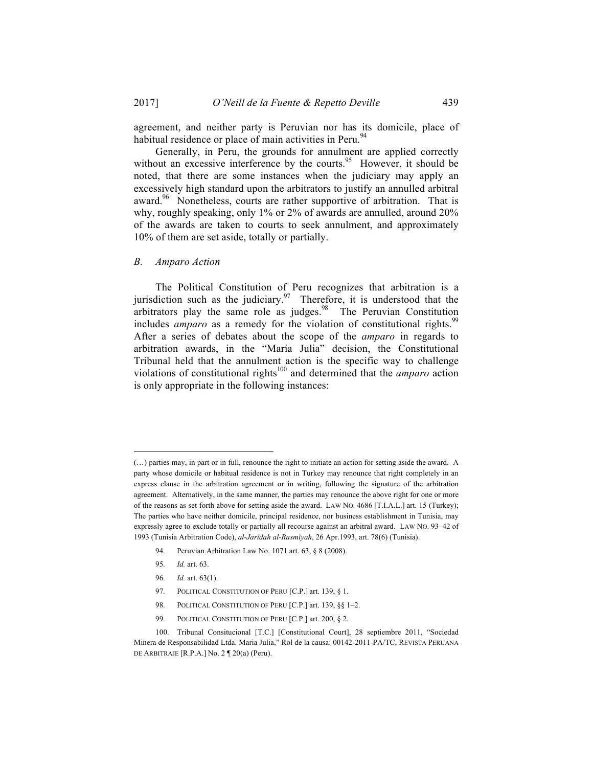agreement, and neither party is Peruvian nor has its domicile, place of habitual residence or place of main activities in Peru.[94]

Generally, in Peru, the grounds for annulment are applied correctly without an excessive interference by the courts.[95] However, it should be noted, that there are some instances when the judiciary may apply an excessively high standard upon the arbitrators to justify an annulled arbitral award.[96] Nonetheless, courts are rather supportive of arbitration. That is why, roughly speaking, only 1% or 2% of awards are annulled, around 20% of the awards are taken to courts to seek annulment, and approximately 10% of them are set aside, totally or partially.

### *B. Amparo Action*

The Political Constitution of Peru recognizes that arbitration is a jurisdiction such as the judiciary.[97] Therefore, it is understood that the arbitrators play the same role as judges.[98] The Peruvian Constitution includes *amparo* as a remedy for the violation of constitutional rights.[99] After a series of debates about the scope of the *amparo* in regards to arbitration awards, in the "María Julia" decision, the Constitutional Tribunal held that the annulment action is the specific way to challenge violations of constitutional rights[100] and determined that the *amparo* action is only appropriate in the following instances:

---

(…) parties may, in part or in full, renounce the right to initiate an action for setting aside the award. A party whose domicile or habitual residence is not in Turkey may renounce that right completely in an express clause in the arbitration agreement or in writing, following the signature of the arbitration agreement. Alternatively, in the same manner, the parties may renounce the above right for one or more of the reasons as set forth above for setting aside the award. LAW NO. 4686 [T.I.A.L.] art. 15 (Turkey); The parties who have neither domicile, principal residence, nor business establishment in Tunisia, may expressly agree to exclude totally or partially all recourse against an arbitral award. LAW NO. 93–42 of 1993 (Tunisia Arbitration Code), *al-Jarīdah al-Rasmīyah*, 26 Apr.1993, art. 78(6) (Tunisia).

94. Peruvian Arbitration Law No. 1071 art. 63, § 8 (2008).

95. *Id.* art. 63.

96. *Id.* art. 63(1).

97. POLITICAL CONSTITUTION OF PERU [C.P.] art. 139, § 1.

98. POLITICAL CONSTITUTION OF PERU [C.P.] art. 139, §§ 1–2.

99. POLITICAL CONSTITUTION OF PERU [C.P.] art. 200, § 2.

100. Tribunal Consitucional [T.C.] [Constitutional Court], 28 septiembre 2011, "Sociedad Minera de Responsabilidad Ltda. Maria Julia," Rol de la causa: 00142-2011-PA/TC, REVISTA PERUANA DE ARBITRAJE [R.P.A.] No. 2 ¶ 20(a) (Peru).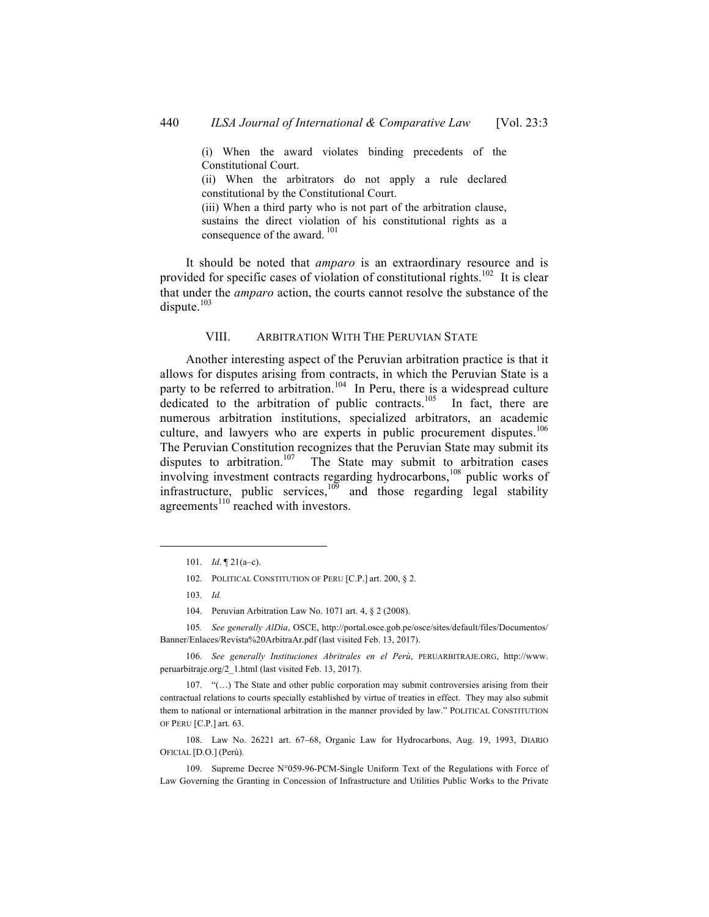(i) When the award violates binding precedents of the Constitutional Court.
(ii) When the arbitrators do not apply a rule declared constitutional by the Constitutional Court.
(iii) When a third party who is not part of the arbitration clause, sustains the direct violation of his constitutional rights as a consequence of the award. [101]

It should be noted that *amparo* is an extraordinary resource and is provided for specific cases of violation of constitutional rights.[102] It is clear that under the *amparo* action, the courts cannot resolve the substance of the dispute.[103]

## VIII. ARBITRATION WITH THE PERUVIAN STATE

Another interesting aspect of the Peruvian arbitration practice is that it allows for disputes arising from contracts, in which the Peruvian State is a party to be referred to arbitration.[104] In Peru, there is a widespread culture dedicated to the arbitration of public contracts.[105] In fact, there are numerous arbitration institutions, specialized arbitrators, an academic culture, and lawyers who are experts in public procurement disputes.[106] The Peruvian Constitution recognizes that the Peruvian State may submit its disputes to arbitration.[107] The State may submit to arbitration cases involving investment contracts regarding hydrocarbons,[108] public works of infrastructure, public services,[109] and those regarding legal stability agreements[110] reached with investors.

---

101. *Id.* ¶ 21(a–c).

102. POLITICAL CONSTITUTION OF PERU [C.P.] art. 200, § 2.

103. *Id.*

104. Peruvian Arbitration Law No. 1071 art. 4, § 2 (2008).

105. *See generally AlDìa*, OSCE, http://portal.osce.gob.pe/osce/sites/default/files/Documentos/Banner/Enlaces/Revista%20ArbitraAr.pdf (last visited Feb. 13, 2017).

106. *See generally Instituciones Abritrales en el Perù*, PERUARBITRAJE.ORG, http://www.peruarbitraje.org/2_1.html (last visited Feb. 13, 2017).

107. "(…) The State and other public corporation may submit controversies arising from their contractual relations to courts specially established by virtue of treaties in effect. They may also submit them to national or international arbitration in the manner provided by law." POLITICAL CONSTITUTION OF PERU [C.P.] art. 63.

108. Law No. 26221 art. 67–68, Organic Law for Hydrocarbons, Aug. 19, 1993, DIARIO OFICIAL [D.O.] (Perù).

109. Supreme Decree N°059-96-PCM-Single Uniform Text of the Regulations with Force of Law Governing the Granting in Concession of Infrastructure and Utilities Public Works to the Private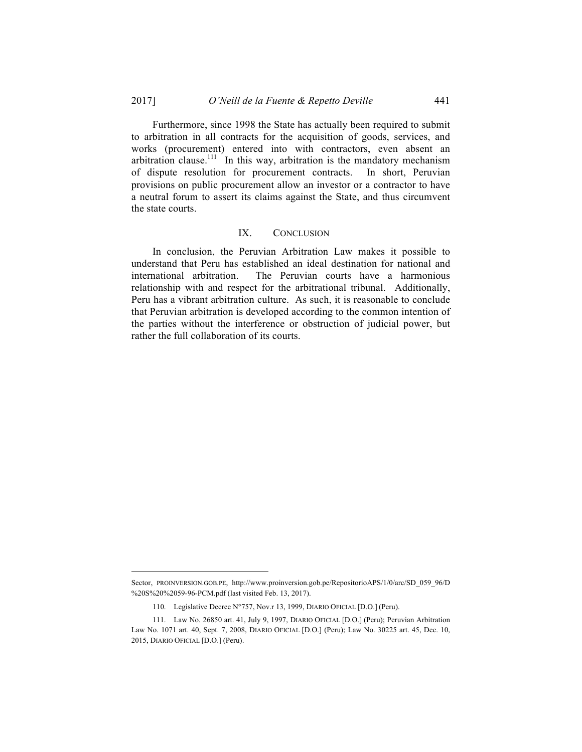Furthermore, since 1998 the State has actually been required to submit to arbitration in all contracts for the acquisition of goods, services, and works (procurement) entered into with contractors, even absent an arbitration clause.[111] In this way, arbitration is the mandatory mechanism of dispute resolution for procurement contracts. In short, Peruvian provisions on public procurement allow an investor or a contractor to have a neutral forum to assert its claims against the State, and thus circumvent the state courts.

## IX. CONCLUSION

In conclusion, the Peruvian Arbitration Law makes it possible to understand that Peru has established an ideal destination for national and international arbitration. The Peruvian courts have a harmonious relationship with and respect for the arbitrational tribunal. Additionally, Peru has a vibrant arbitration culture. As such, it is reasonable to conclude that Peruvian arbitration is developed according to the common intention of the parties without the interference or obstruction of judicial power, but rather the full collaboration of its courts.

---

Sector, PROINVERSION.GOB.PE, http://www.proinversion.gob.pe/RepositorioAPS/1/0/arc/SD_059_96/D%20S%20%2059-96-PCM.pdf (last visited Feb. 13, 2017).

110. Legislative Decree N°757, Nov.r 13, 1999, DIARIO OFICIAL [D.O.] (Peru).

111. Law No. 26850 art. 41, July 9, 1997, DIARIO OFICIAL [D.O.] (Peru); Peruvian Arbitration Law No. 1071 art. 40, Sept. 7, 2008, DIARIO OFICIAL [D.O.] (Peru); Law No. 30225 art. 45, Dec. 10, 2015, DIARIO OFICIAL [D.O.] (Peru).